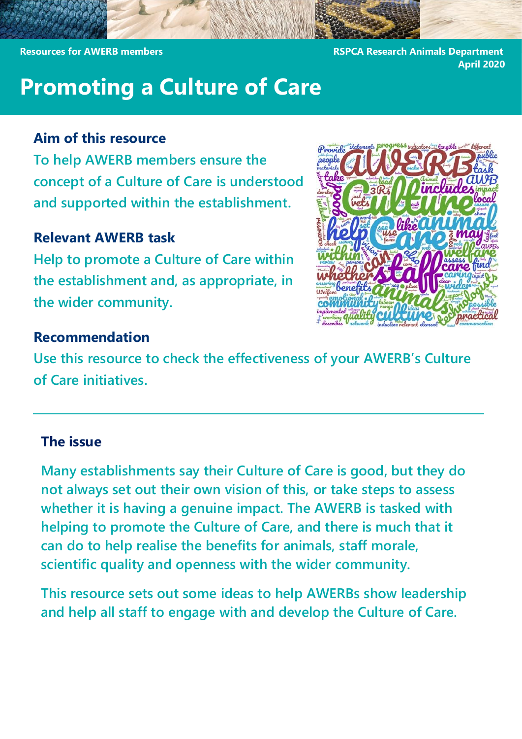Resources for AWERB members

RSPCA Research Animals Department
April 2020

# Promoting a Culture of Care

### Aim of this resource

To help AWERB members ensure the concept of a Culture of Care is understood and supported within the establishment.

### Relevant AWERB task

Help to promote a Culture of Care within the establishment and, as appropriate, in the wider community.

### Recommendation

Use this resource to check the effectiveness of your AWERB's Culture of Care initiatives.

---

### The issue

Many establishments say their Culture of Care is good, but they do not always set out their own vision of this, or take steps to assess whether it is having a genuine impact. The AWERB is tasked with helping to promote the Culture of Care, and there is much that it can do to help realise the benefits for animals, staff morale, scientific quality and openness with the wider community.

This resource sets out some ideas to help AWERBs show leadership and help all staff to engage with and develop the Culture of Care.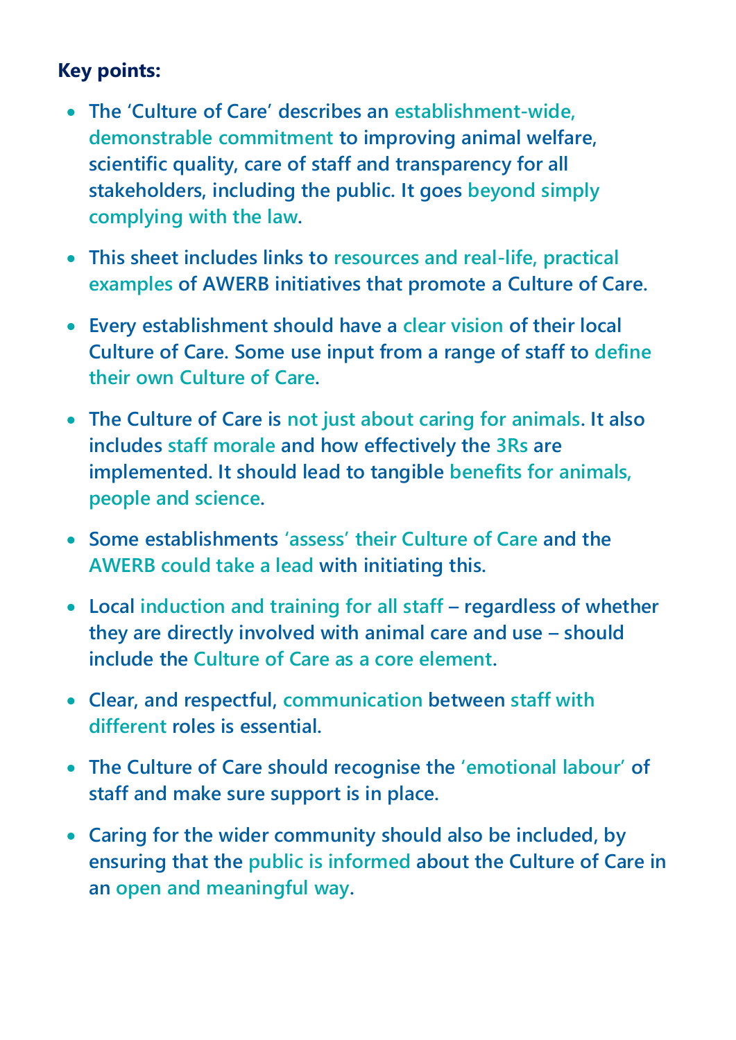**Key points:**

- The 'Culture of Care' describes an establishment-wide, demonstrable commitment to improving animal welfare, scientific quality, care of staff and transparency for all stakeholders, including the public. It goes beyond simply complying with the law.
- This sheet includes links to resources and real-life, practical examples of AWERB initiatives that promote a Culture of Care.
- Every establishment should have a clear vision of their local Culture of Care. Some use input from a range of staff to define their own Culture of Care.
- The Culture of Care is not just about caring for animals. It also includes staff morale and how effectively the 3Rs are implemented. It should lead to tangible benefits for animals, people and science.
- Some establishments 'assess' their Culture of Care and the AWERB could take a lead with initiating this.
- Local induction and training for all staff – regardless of whether they are directly involved with animal care and use – should include the Culture of Care as a core element.
- Clear, and respectful, communication between staff with different roles is essential.
- The Culture of Care should recognise the 'emotional labour' of staff and make sure support is in place.
- Caring for the wider community should also be included, by ensuring that the public is informed about the Culture of Care in an open and meaningful way.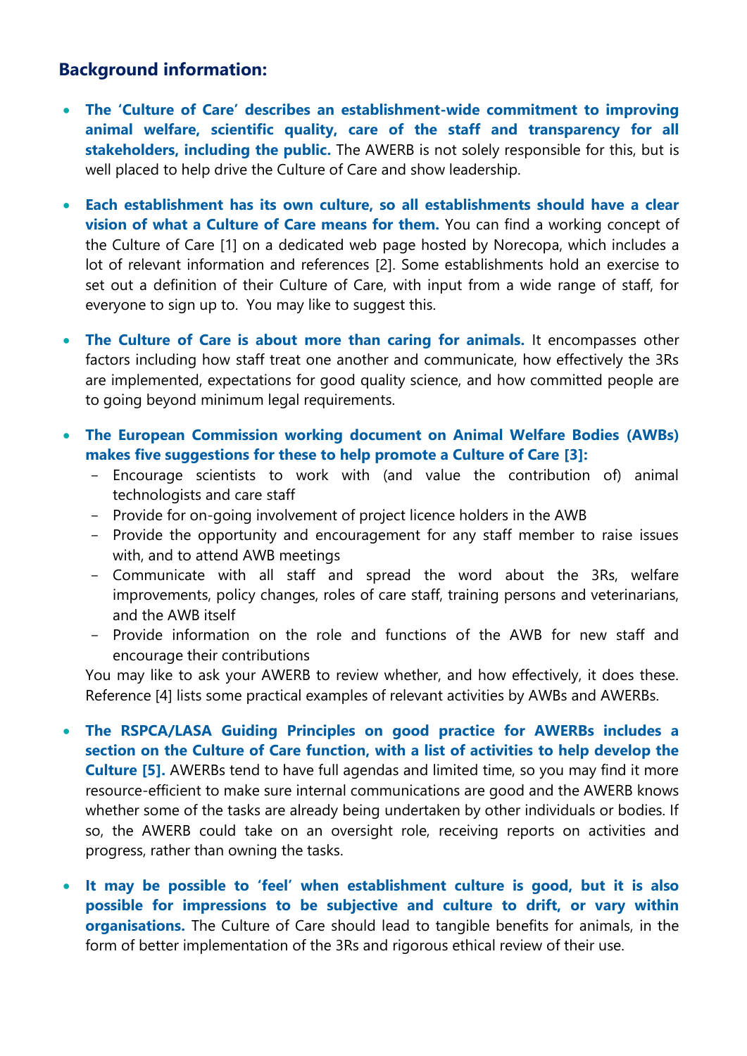## Background information:

- **The 'Culture of Care' describes an establishment-wide commitment to improving animal welfare, scientific quality, care of the staff and transparency for all stakeholders, including the public.** The AWERB is not solely responsible for this, but is well placed to help drive the Culture of Care and show leadership.

- **Each establishment has its own culture, so all establishments should have a clear vision of what a Culture of Care means for them.** You can find a working concept of the Culture of Care [1] on a dedicated web page hosted by Norecopa, which includes a lot of relevant information and references [2]. Some establishments hold an exercise to set out a definition of their Culture of Care, with input from a wide range of staff, for everyone to sign up to. You may like to suggest this.

- **The Culture of Care is about more than caring for animals.** It encompasses other factors including how staff treat one another and communicate, how effectively the 3Rs are implemented, expectations for good quality science, and how committed people are to going beyond minimum legal requirements.

- **The European Commission working document on Animal Welfare Bodies (AWBs) makes five suggestions for these to help promote a Culture of Care [3]:**
  - Encourage scientists to work with (and value the contribution of) animal technologists and care staff
  - Provide for on-going involvement of project licence holders in the AWB
  - Provide the opportunity and encouragement for any staff member to raise issues with, and to attend AWB meetings
  - Communicate with all staff and spread the word about the 3Rs, welfare improvements, policy changes, roles of care staff, training persons and veterinarians, and the AWB itself
  - Provide information on the role and functions of the AWB for new staff and encourage their contributions

  You may like to ask your AWERB to review whether, and how effectively, it does these. Reference [4] lists some practical examples of relevant activities by AWBs and AWERBs.

- **The RSPCA/LASA Guiding Principles on good practice for AWERBs includes a section on the Culture of Care function, with a list of activities to help develop the Culture [5].** AWERBs tend to have full agendas and limited time, so you may find it more resource-efficient to make sure internal communications are good and the AWERB knows whether some of the tasks are already being undertaken by other individuals or bodies. If so, the AWERB could take on an oversight role, receiving reports on activities and progress, rather than owning the tasks.

- **It may be possible to 'feel' when establishment culture is good, but it is also possible for impressions to be subjective and culture to drift, or vary within organisations.** The Culture of Care should lead to tangible benefits for animals, in the form of better implementation of the 3Rs and rigorous ethical review of their use.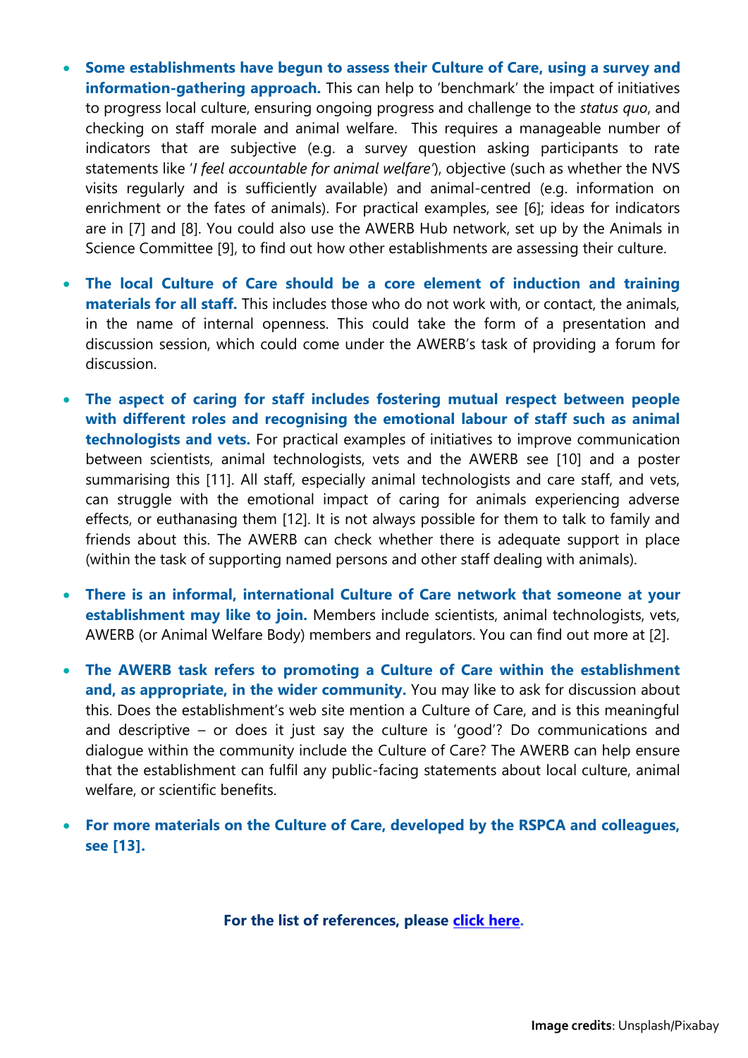- **Some establishments have begun to assess their Culture of Care, using a survey and information-gathering approach.** This can help to 'benchmark' the impact of initiatives to progress local culture, ensuring ongoing progress and challenge to the *status quo*, and checking on staff morale and animal welfare. This requires a manageable number of indicators that are subjective (e.g. a survey question asking participants to rate statements like '*I feel accountable for animal welfare*'), objective (such as whether the NVS visits regularly and is sufficiently available) and animal-centred (e.g. information on enrichment or the fates of animals). For practical examples, see [6]; ideas for indicators are in [7] and [8]. You could also use the AWERB Hub network, set up by the Animals in Science Committee [9], to find out how other establishments are assessing their culture.

- **The local Culture of Care should be a core element of induction and training materials for all staff.** This includes those who do not work with, or contact, the animals, in the name of internal openness. This could take the form of a presentation and discussion session, which could come under the AWERB's task of providing a forum for discussion.

- **The aspect of caring for staff includes fostering mutual respect between people with different roles and recognising the emotional labour of staff such as animal technologists and vets.** For practical examples of initiatives to improve communication between scientists, animal technologists, vets and the AWERB see [10] and a poster summarising this [11]. All staff, especially animal technologists and care staff, and vets, can struggle with the emotional impact of caring for animals experiencing adverse effects, or euthanasing them [12]. It is not always possible for them to talk to family and friends about this. The AWERB can check whether there is adequate support in place (within the task of supporting named persons and other staff dealing with animals).

- **There is an informal, international Culture of Care network that someone at your establishment may like to join.** Members include scientists, animal technologists, vets, AWERB (or Animal Welfare Body) members and regulators. You can find out more at [2].

- **The AWERB task refers to promoting a Culture of Care within the establishment and, as appropriate, in the wider community.** You may like to ask for discussion about this. Does the establishment's web site mention a Culture of Care, and is this meaningful and descriptive – or does it just say the culture is 'good'? Do communications and dialogue within the community include the Culture of Care? The AWERB can help ensure that the establishment can fulfil any public-facing statements about local culture, animal welfare, or scientific benefits.

- **For more materials on the Culture of Care, developed by the RSPCA and colleagues, see [13].**

**For the list of references, please click here.**

**Image credits**: Unsplash/Pixabay